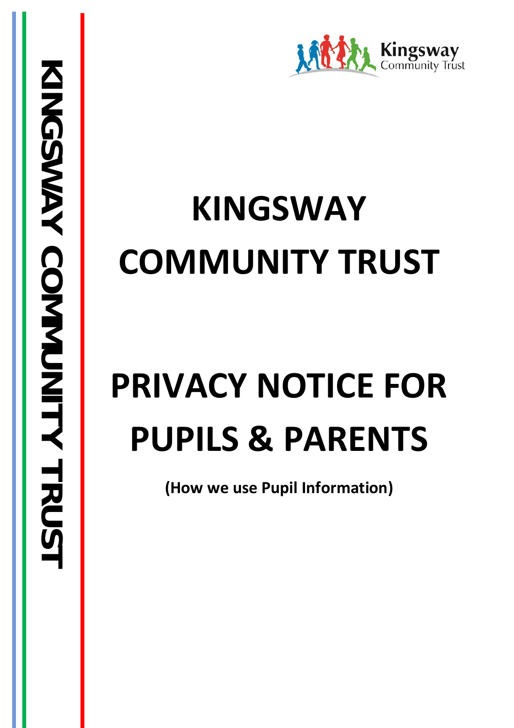KINGSWAY COMMUNITY TRUST

Kingsway Community Trust

# KINGSWAY COMMUNITY TRUST

# PRIVACY NOTICE FOR PUPILS & PARENTS

**(How we use Pupil Information)**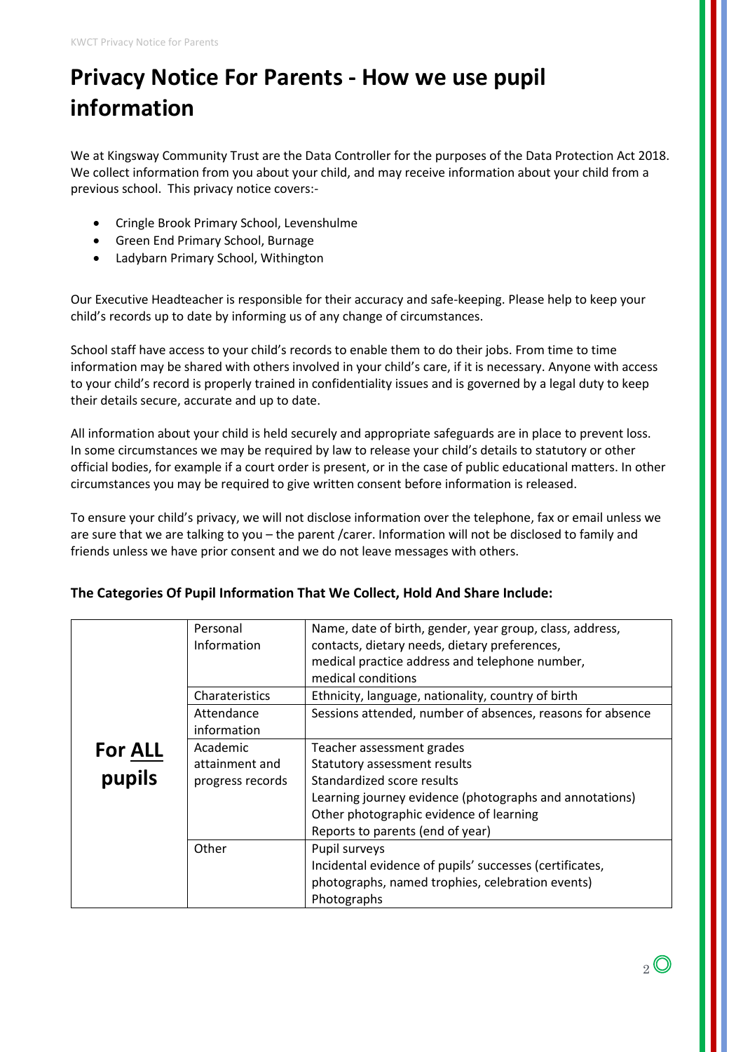# Privacy Notice For Parents - How we use pupil information

We at Kingsway Community Trust are the Data Controller for the purposes of the Data Protection Act 2018. We collect information from you about your child, and may receive information about your child from a previous school. This privacy notice covers:-

- Cringle Brook Primary School, Levenshulme
- Green End Primary School, Burnage
- Ladybarn Primary School, Withington

Our Executive Headteacher is responsible for their accuracy and safe-keeping. Please help to keep your child's records up to date by informing us of any change of circumstances.

School staff have access to your child's records to enable them to do their jobs. From time to time information may be shared with others involved in your child's care, if it is necessary. Anyone with access to your child's record is properly trained in confidentiality issues and is governed by a legal duty to keep their details secure, accurate and up to date.

All information about your child is held securely and appropriate safeguards are in place to prevent loss. In some circumstances we may be required by law to release your child's details to statutory or other official bodies, for example if a court order is present, or in the case of public educational matters. In other circumstances you may be required to give written consent before information is released.

To ensure your child's privacy, we will not disclose information over the telephone, fax or email unless we are sure that we are talking to you – the parent /carer. Information will not be disclosed to family and friends unless we have prior consent and we do not leave messages with others.

**The Categories Of Pupil Information That We Collect, Hold And Share Include:**

| | | |
|---|---|---|
| **For ALL pupils** | Personal Information | Name, date of birth, gender, year group, class, address, contacts, dietary needs, dietary preferences, medical practice address and telephone number, medical conditions |
| | Charateristics | Ethnicity, language, nationality, country of birth |
| | Attendance information | Sessions attended, number of absences, reasons for absence |
| | Academic attainment and progress records | Teacher assessment grades<br>Statutory assessment results<br>Standardized score results<br>Learning journey evidence (photographs and annotations)<br>Other photographic evidence of learning<br>Reports to parents (end of year) |
| | Other | Pupil surveys<br>Incidental evidence of pupils' successes (certificates, photographs, named trophies, celebration events)<br>Photographs |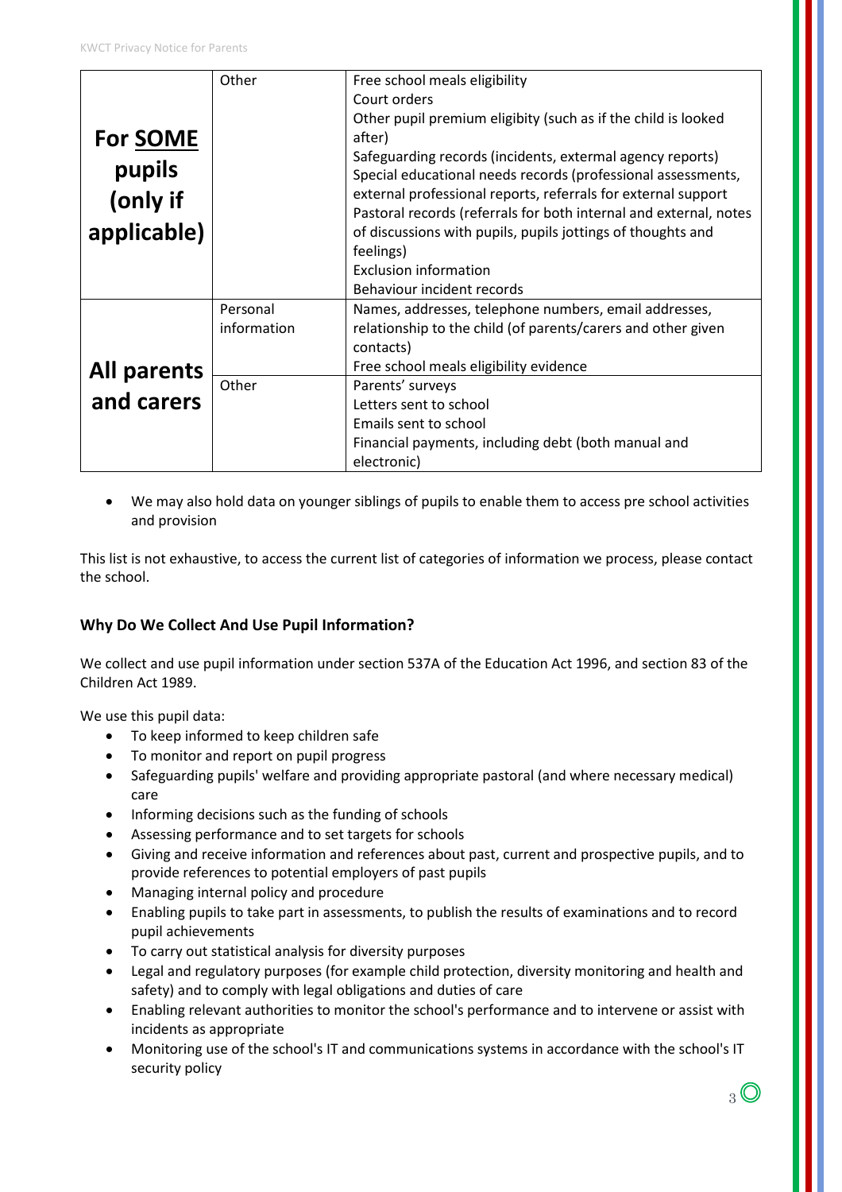| | | |
|---|---|---|
| **For SOME pupils (only if applicable)** | Other | Free school meals eligibility<br>Court orders<br>Other pupil premium eligibity (such as if the child is looked after)<br>Safeguarding records (incidents, external agency reports)<br>Special educational needs records (professional assessments, external professional reports, referrals for external support<br>Pastoral records (referrals for both internal and external, notes of discussions with pupils, pupils jottings of thoughts and feelings)<br>Exclusion information<br>Behaviour incident records |
| **All parents and carers** | Personal information | Names, addresses, telephone numbers, email addresses, relationship to the child (of parents/carers and other given contacts)<br>Free school meals eligibility evidence |
| | Other | Parents' surveys<br>Letters sent to school<br>Emails sent to school<br>Financial payments, including debt (both manual and electronic) |

- We may also hold data on younger siblings of pupils to enable them to access pre school activities and provision

This list is not exhaustive, to access the current list of categories of information we process, please contact the school.

### Why Do We Collect And Use Pupil Information?

We collect and use pupil information under section 537A of the Education Act 1996, and section 83 of the Children Act 1989.

We use this pupil data:

- To keep informed to keep children safe
- To monitor and report on pupil progress
- Safeguarding pupils' welfare and providing appropriate pastoral (and where necessary medical) care
- Informing decisions such as the funding of schools
- Assessing performance and to set targets for schools
- Giving and receive information and references about past, current and prospective pupils, and to provide references to potential employers of past pupils
- Managing internal policy and procedure
- Enabling pupils to take part in assessments, to publish the results of examinations and to record pupil achievements
- To carry out statistical analysis for diversity purposes
- Legal and regulatory purposes (for example child protection, diversity monitoring and health and safety) and to comply with legal obligations and duties of care
- Enabling relevant authorities to monitor the school's performance and to intervene or assist with incidents as appropriate
- Monitoring use of the school's IT and communications systems in accordance with the school's IT security policy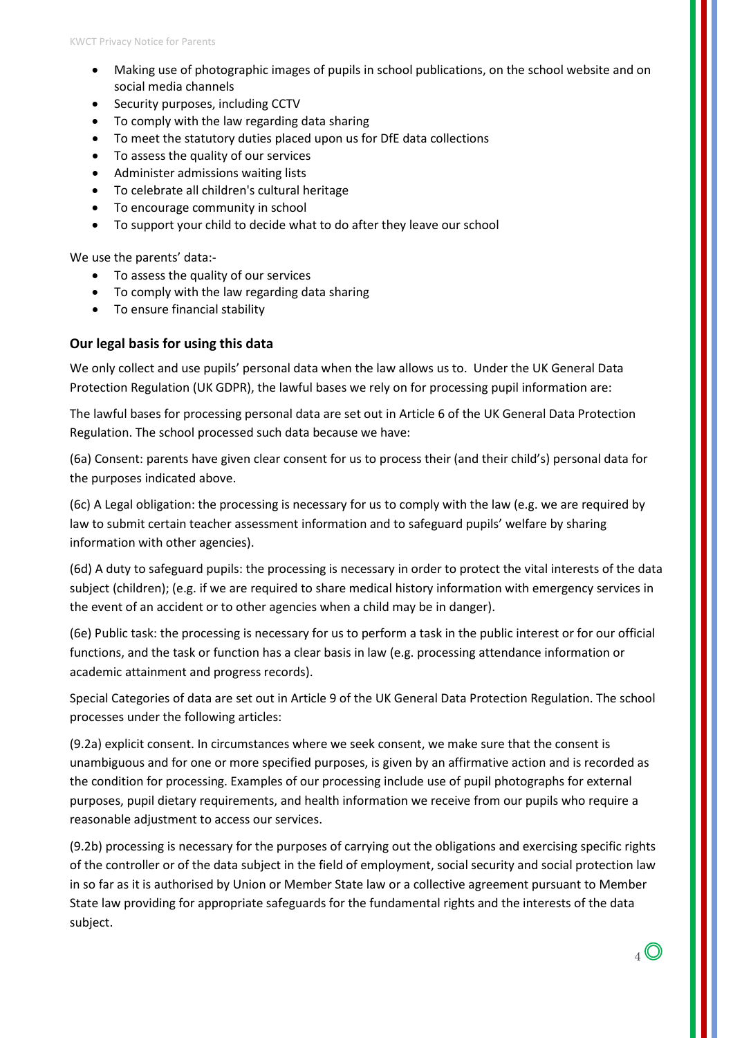- Making use of photographic images of pupils in school publications, on the school website and on social media channels
- Security purposes, including CCTV
- To comply with the law regarding data sharing
- To meet the statutory duties placed upon us for DfE data collections
- To assess the quality of our services
- Administer admissions waiting lists
- To celebrate all children's cultural heritage
- To encourage community in school
- To support your child to decide what to do after they leave our school

We use the parents' data:-

- To assess the quality of our services
- To comply with the law regarding data sharing
- To ensure financial stability

### Our legal basis for using this data

We only collect and use pupils' personal data when the law allows us to. Under the UK General Data Protection Regulation (UK GDPR), the lawful bases we rely on for processing pupil information are:

The lawful bases for processing personal data are set out in Article 6 of the UK General Data Protection Regulation. The school processed such data because we have:

(6a) Consent: parents have given clear consent for us to process their (and their child's) personal data for the purposes indicated above.

(6c) A Legal obligation: the processing is necessary for us to comply with the law (e.g. we are required by law to submit certain teacher assessment information and to safeguard pupils' welfare by sharing information with other agencies).

(6d) A duty to safeguard pupils: the processing is necessary in order to protect the vital interests of the data subject (children); (e.g. if we are required to share medical history information with emergency services in the event of an accident or to other agencies when a child may be in danger).

(6e) Public task: the processing is necessary for us to perform a task in the public interest or for our official functions, and the task or function has a clear basis in law (e.g. processing attendance information or academic attainment and progress records).

Special Categories of data are set out in Article 9 of the UK General Data Protection Regulation. The school processes under the following articles:

(9.2a) explicit consent. In circumstances where we seek consent, we make sure that the consent is unambiguous and for one or more specified purposes, is given by an affirmative action and is recorded as the condition for processing. Examples of our processing include use of pupil photographs for external purposes, pupil dietary requirements, and health information we receive from our pupils who require a reasonable adjustment to access our services.

(9.2b) processing is necessary for the purposes of carrying out the obligations and exercising specific rights of the controller or of the data subject in the field of employment, social security and social protection law in so far as it is authorised by Union or Member State law or a collective agreement pursuant to Member State law providing for appropriate safeguards for the fundamental rights and the interests of the data subject.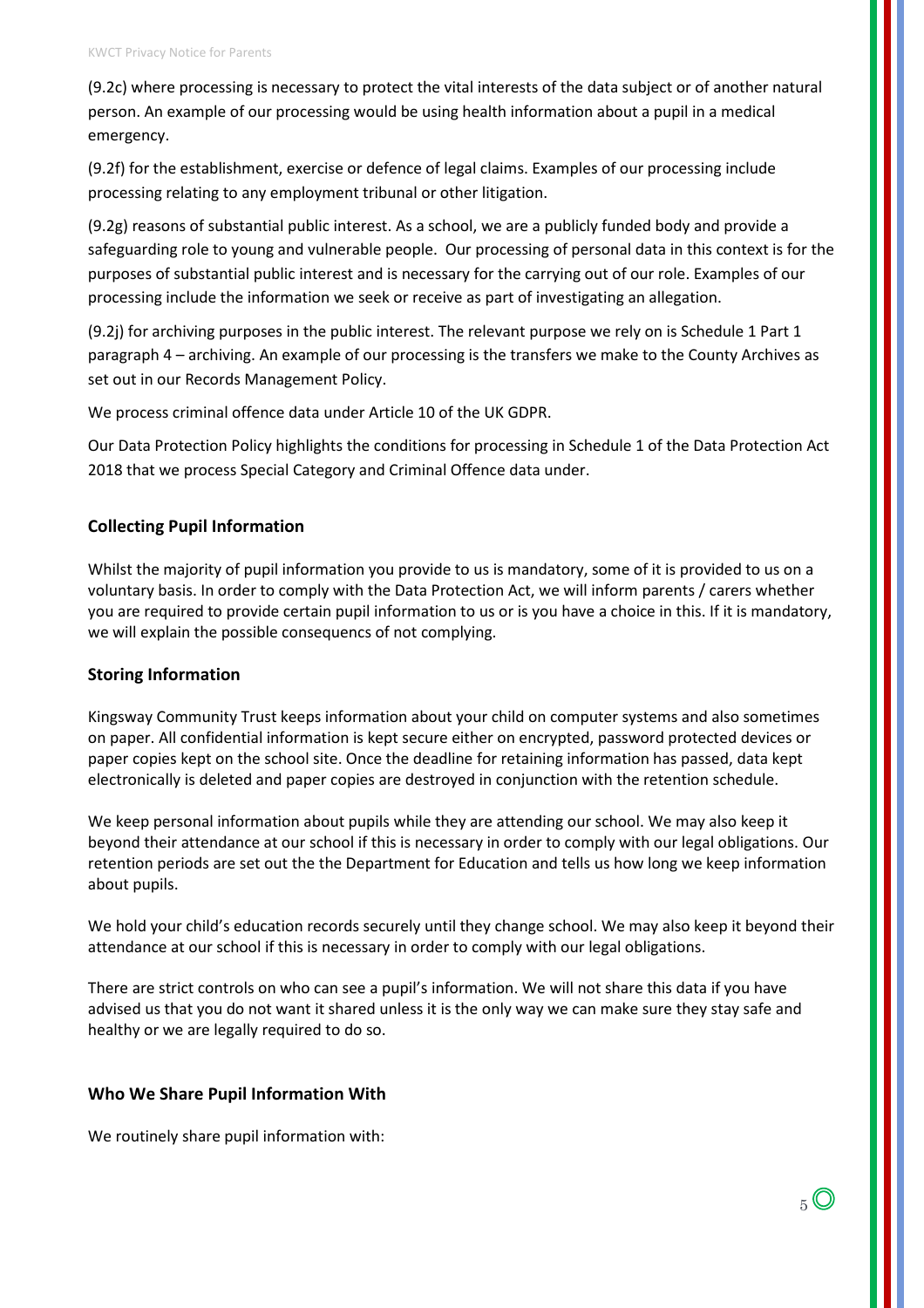(9.2c) where processing is necessary to protect the vital interests of the data subject or of another natural person. An example of our processing would be using health information about a pupil in a medical emergency.

(9.2f) for the establishment, exercise or defence of legal claims. Examples of our processing include processing relating to any employment tribunal or other litigation.

(9.2g) reasons of substantial public interest. As a school, we are a publicly funded body and provide a safeguarding role to young and vulnerable people. Our processing of personal data in this context is for the purposes of substantial public interest and is necessary for the carrying out of our role. Examples of our processing include the information we seek or receive as part of investigating an allegation.

(9.2j) for archiving purposes in the public interest. The relevant purpose we rely on is Schedule 1 Part 1 paragraph 4 – archiving. An example of our processing is the transfers we make to the County Archives as set out in our Records Management Policy.

We process criminal offence data under Article 10 of the UK GDPR.

Our Data Protection Policy highlights the conditions for processing in Schedule 1 of the Data Protection Act 2018 that we process Special Category and Criminal Offence data under.

## Collecting Pupil Information

Whilst the majority of pupil information you provide to us is mandatory, some of it is provided to us on a voluntary basis. In order to comply with the Data Protection Act, we will inform parents / carers whether you are required to provide certain pupil information to us or is you have a choice in this. If it is mandatory, we will explain the possible consequencs of not complying.

## Storing Information

Kingsway Community Trust keeps information about your child on computer systems and also sometimes on paper. All confidential information is kept secure either on encrypted, password protected devices or paper copies kept on the school site. Once the deadline for retaining information has passed, data kept electronically is deleted and paper copies are destroyed in conjunction with the retention schedule.

We keep personal information about pupils while they are attending our school. We may also keep it beyond their attendance at our school if this is necessary in order to comply with our legal obligations. Our retention periods are set out the the Department for Education and tells us how long we keep information about pupils.

We hold your child's education records securely until they change school. We may also keep it beyond their attendance at our school if this is necessary in order to comply with our legal obligations.

There are strict controls on who can see a pupil's information. We will not share this data if you have advised us that you do not want it shared unless it is the only way we can make sure they stay safe and healthy or we are legally required to do so.

## Who We Share Pupil Information With

We routinely share pupil information with: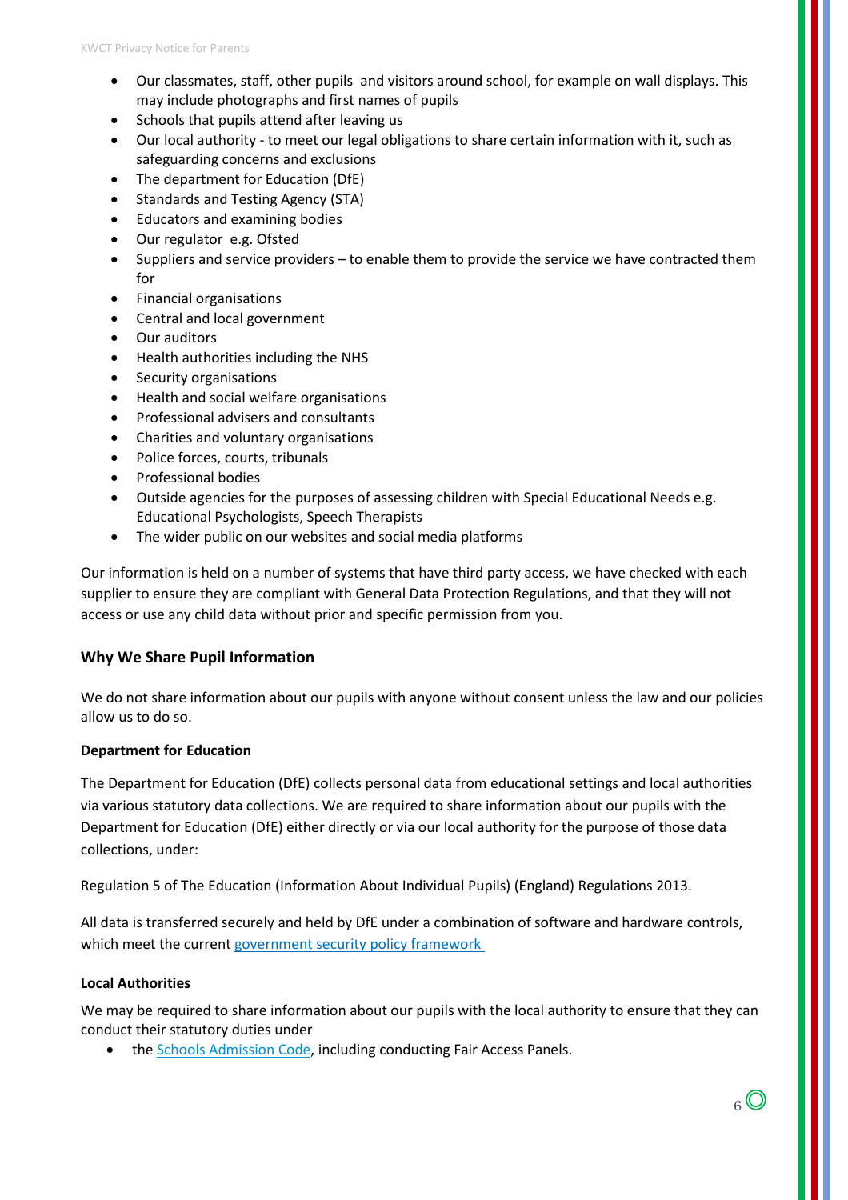- Our classmates, staff, other pupils and visitors around school, for example on wall displays. This may include photographs and first names of pupils
- Schools that pupils attend after leaving us
- Our local authority - to meet our legal obligations to share certain information with it, such as safeguarding concerns and exclusions
- The department for Education (DfE)
- Standards and Testing Agency (STA)
- Educators and examining bodies
- Our regulator e.g. Ofsted
- Suppliers and service providers – to enable them to provide the service we have contracted them for
- Financial organisations
- Central and local government
- Our auditors
- Health authorities including the NHS
- Security organisations
- Health and social welfare organisations
- Professional advisers and consultants
- Charities and voluntary organisations
- Police forces, courts, tribunals
- Professional bodies
- Outside agencies for the purposes of assessing children with Special Educational Needs e.g. Educational Psychologists, Speech Therapists
- The wider public on our websites and social media platforms

Our information is held on a number of systems that have third party access, we have checked with each supplier to ensure they are compliant with General Data Protection Regulations, and that they will not access or use any child data without prior and specific permission from you.

### Why We Share Pupil Information

We do not share information about our pupils with anyone without consent unless the law and our policies allow us to do so.

**Department for Education**

The Department for Education (DfE) collects personal data from educational settings and local authorities via various statutory data collections. We are required to share information about our pupils with the Department for Education (DfE) either directly or via our local authority for the purpose of those data collections, under:

Regulation 5 of The Education (Information About Individual Pupils) (England) Regulations 2013.

All data is transferred securely and held by DfE under a combination of software and hardware controls, which meet the current government security policy framework

**Local Authorities**

We may be required to share information about our pupils with the local authority to ensure that they can conduct their statutory duties under

- the Schools Admission Code, including conducting Fair Access Panels.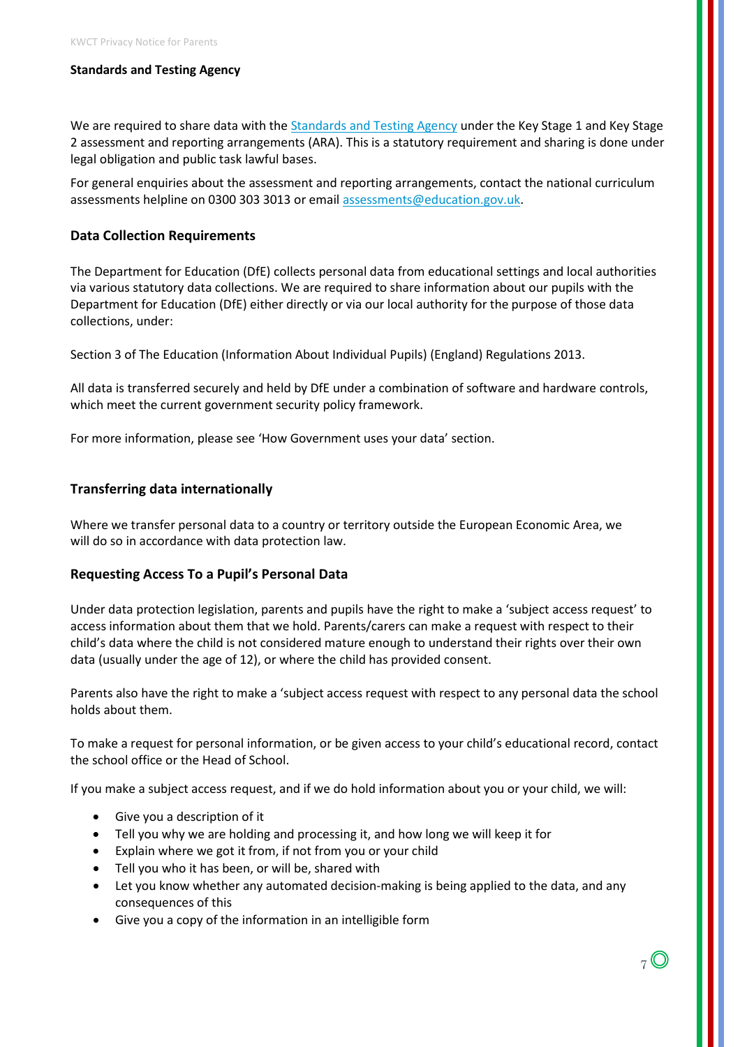**Standards and Testing Agency**

We are required to share data with the [Standards and Testing Agency] under the Key Stage 1 and Key Stage 2 assessment and reporting arrangements (ARA). This is a statutory requirement and sharing is done under legal obligation and public task lawful bases.

For general enquiries about the assessment and reporting arrangements, contact the national curriculum assessments helpline on 0300 303 3013 or email assessments@education.gov.uk.

### Data Collection Requirements

The Department for Education (DfE) collects personal data from educational settings and local authorities via various statutory data collections. We are required to share information about our pupils with the Department for Education (DfE) either directly or via our local authority for the purpose of those data collections, under:

Section 3 of The Education (Information About Individual Pupils) (England) Regulations 2013.

All data is transferred securely and held by DfE under a combination of software and hardware controls, which meet the current government security policy framework.

For more information, please see 'How Government uses your data' section.

### Transferring data internationally

Where we transfer personal data to a country or territory outside the European Economic Area, we will do so in accordance with data protection law.

### Requesting Access To a Pupil's Personal Data

Under data protection legislation, parents and pupils have the right to make a 'subject access request' to access information about them that we hold. Parents/carers can make a request with respect to their child's data where the child is not considered mature enough to understand their rights over their own data (usually under the age of 12), or where the child has provided consent.

Parents also have the right to make a 'subject access request with respect to any personal data the school holds about them.

To make a request for personal information, or be given access to your child's educational record, contact the school office or the Head of School.

If you make a subject access request, and if we do hold information about you or your child, we will:

- Give you a description of it
- Tell you why we are holding and processing it, and how long we will keep it for
- Explain where we got it from, if not from you or your child
- Tell you who it has been, or will be, shared with
- Let you know whether any automated decision-making is being applied to the data, and any consequences of this
- Give you a copy of the information in an intelligible form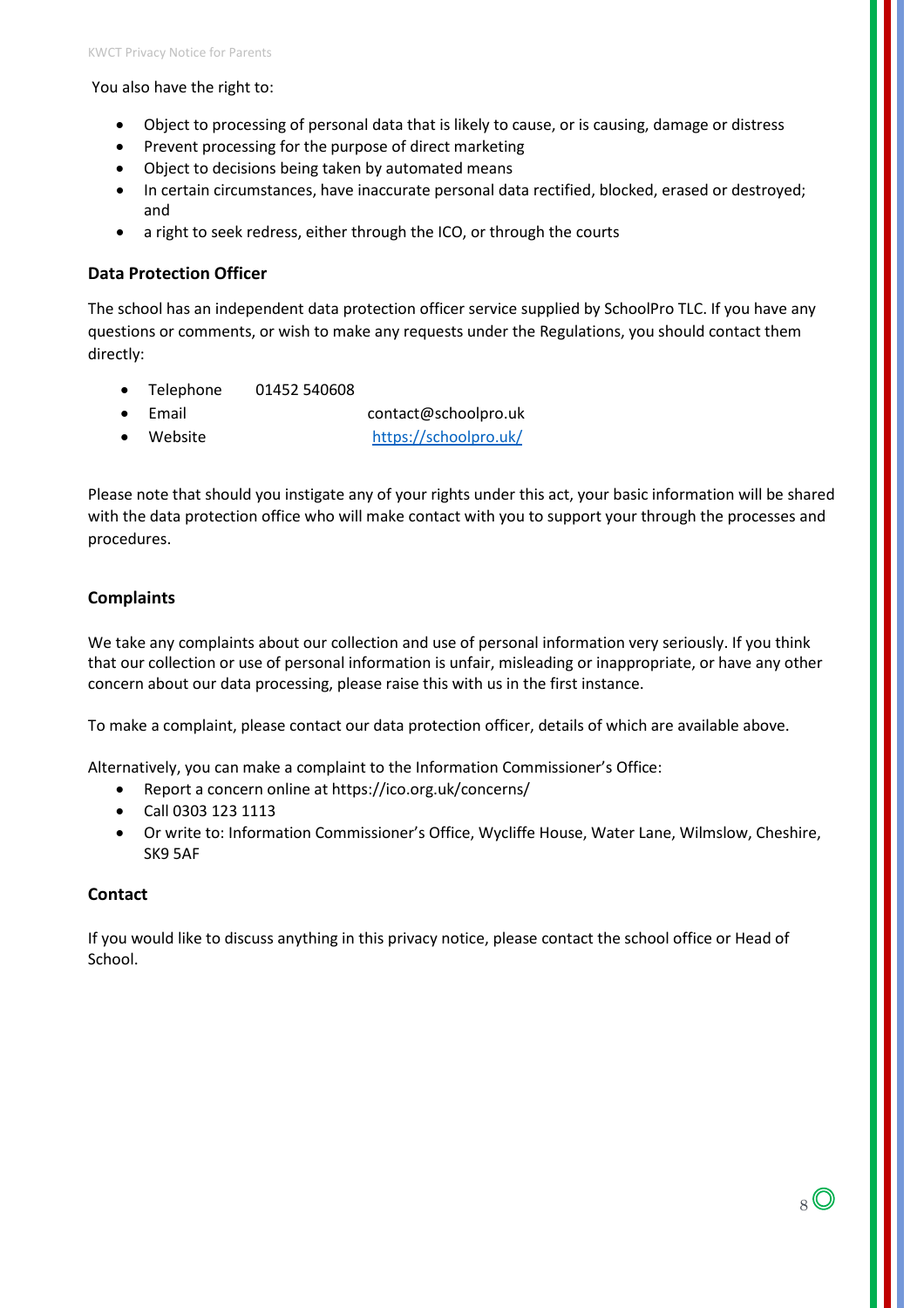You also have the right to:

- Object to processing of personal data that is likely to cause, or is causing, damage or distress
- Prevent processing for the purpose of direct marketing
- Object to decisions being taken by automated means
- In certain circumstances, have inaccurate personal data rectified, blocked, erased or destroyed; and
- a right to seek redress, either through the ICO, or through the courts

### Data Protection Officer

The school has an independent data protection officer service supplied by SchoolPro TLC. If you have any questions or comments, or wish to make any requests under the Regulations, you should contact them directly:

- Telephone 01452 540608
- Email contact@schoolpro.uk
- Website https://schoolpro.uk/

Please note that should you instigate any of your rights under this act, your basic information will be shared with the data protection office who will make contact with you to support your through the processes and procedures.

### Complaints

We take any complaints about our collection and use of personal information very seriously. If you think that our collection or use of personal information is unfair, misleading or inappropriate, or have any other concern about our data processing, please raise this with us in the first instance.

To make a complaint, please contact our data protection officer, details of which are available above.

Alternatively, you can make a complaint to the Information Commissioner's Office:

- Report a concern online at https://ico.org.uk/concerns/
- Call 0303 123 1113
- Or write to: Information Commissioner's Office, Wycliffe House, Water Lane, Wilmslow, Cheshire, SK9 5AF

### Contact

If you would like to discuss anything in this privacy notice, please contact the school office or Head of School.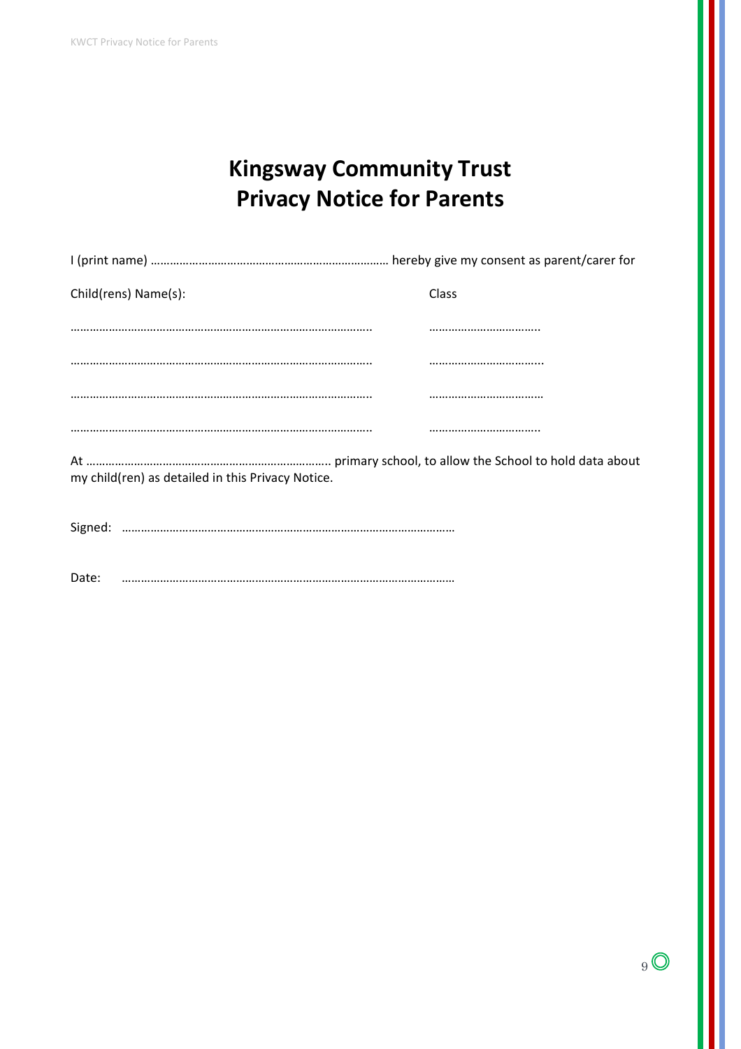# Kingsway Community Trust
# Privacy Notice for Parents

I (print name) ………………………………………………………………… hereby give my consent as parent/carer for

| Child(rens) Name(s): | Class |
|---|---|
| ………………………………………………………………………………….. | …………………………….. |
| ………………………………………………………………………………….. | ……………………………... |
| ………………………………………………………………………………….. | ……………………………… |
| ………………………………………………………………………………….. | …………………………….. |

At ………………………………………………………………….. primary school, to allow the School to hold data about my child(ren) as detailed in this Privacy Notice.

Signed: ……………………………………………………………………………………………

Date: ……………………………………………………………………………………………